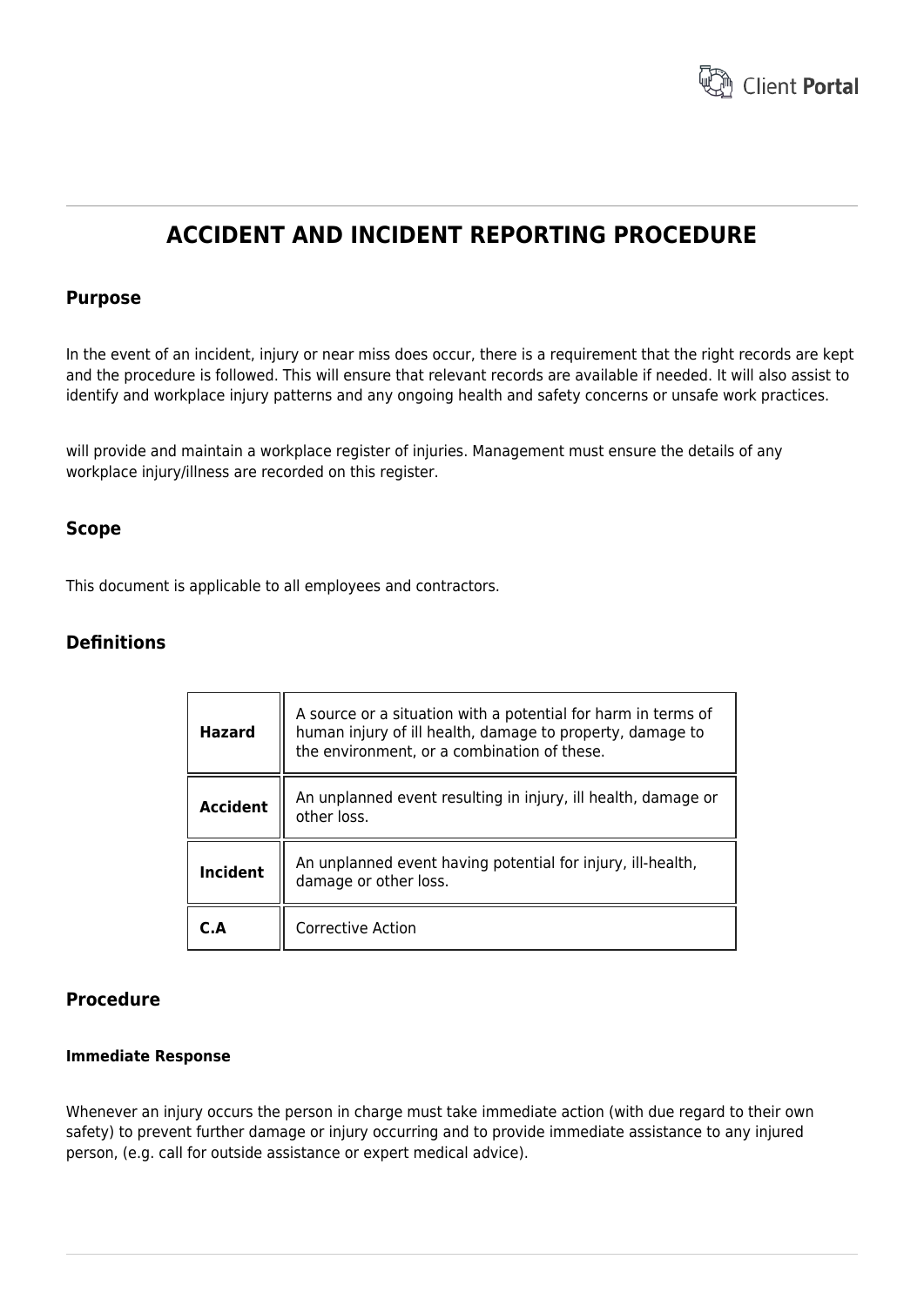# ACCIDENT AND INCIDENT REPORTING PROCEDURE

## Purpose

In the event of an incident, injury or near miss does occur, there is a requirement that the right records are kept and the procedure is followed. This will ensure that relevant records are available if needed. It will also assist to identify and workplace injury patterns and any ongoing health and safety concerns or unsafe work practices.

will provide and maintain a workplace register of injuries. Management must ensure the details of any workplace injury/illness are recorded on this register.

## Scope

This document is applicable to all employees and contractors.

## Definitions

| | |
|---|---|
| **Hazard** | A source or a situation with a potential for harm in terms of human injury of ill health, damage to property, damage to the environment, or a combination of these. |
| **Accident** | An unplanned event resulting in injury, ill health, damage or other loss. |
| **Incident** | An unplanned event having potential for injury, ill-health, damage or other loss. |
| **C.A** | Corrective Action |

## Procedure

### Immediate Response

Whenever an injury occurs the person in charge must take immediate action (with due regard to their own safety) to prevent further damage or injury occurring and to provide immediate assistance to any injured person, (e.g. call for outside assistance or expert medical advice).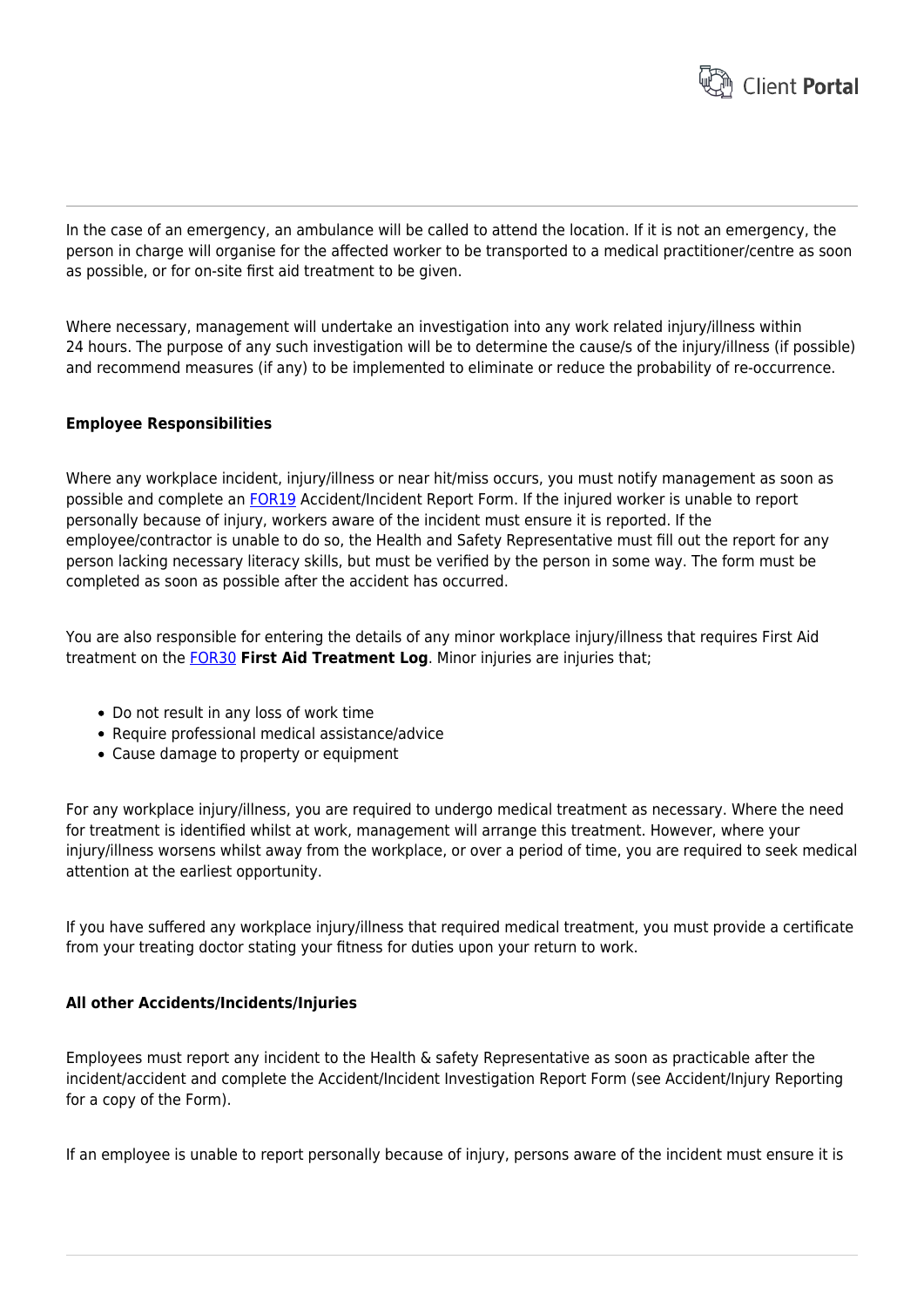In the case of an emergency, an ambulance will be called to attend the location. If it is not an emergency, the person in charge will organise for the affected worker to be transported to a medical practitioner/centre as soon as possible, or for on-site first aid treatment to be given.

Where necessary, management will undertake an investigation into any work related injury/illness within 24 hours. The purpose of any such investigation will be to determine the cause/s of the injury/illness (if possible) and recommend measures (if any) to be implemented to eliminate or reduce the probability of re-occurrence.

**Employee Responsibilities**

Where any workplace incident, injury/illness or near hit/miss occurs, you must notify management as soon as possible and complete an FOR19 Accident/Incident Report Form. If the injured worker is unable to report personally because of injury, workers aware of the incident must ensure it is reported. If the employee/contractor is unable to do so, the Health and Safety Representative must fill out the report for any person lacking necessary literacy skills, but must be verified by the person in some way. The form must be completed as soon as possible after the accident has occurred.

You are also responsible for entering the details of any minor workplace injury/illness that requires First Aid treatment on the FOR30 **First Aid Treatment Log**. Minor injuries are injuries that;

- Do not result in any loss of work time
- Require professional medical assistance/advice
- Cause damage to property or equipment

For any workplace injury/illness, you are required to undergo medical treatment as necessary. Where the need for treatment is identified whilst at work, management will arrange this treatment. However, where your injury/illness worsens whilst away from the workplace, or over a period of time, you are required to seek medical attention at the earliest opportunity.

If you have suffered any workplace injury/illness that required medical treatment, you must provide a certificate from your treating doctor stating your fitness for duties upon your return to work.

**All other Accidents/Incidents/Injuries**

Employees must report any incident to the Health & safety Representative as soon as practicable after the incident/accident and complete the Accident/Incident Investigation Report Form (see Accident/Injury Reporting for a copy of the Form).

If an employee is unable to report personally because of injury, persons aware of the incident must ensure it is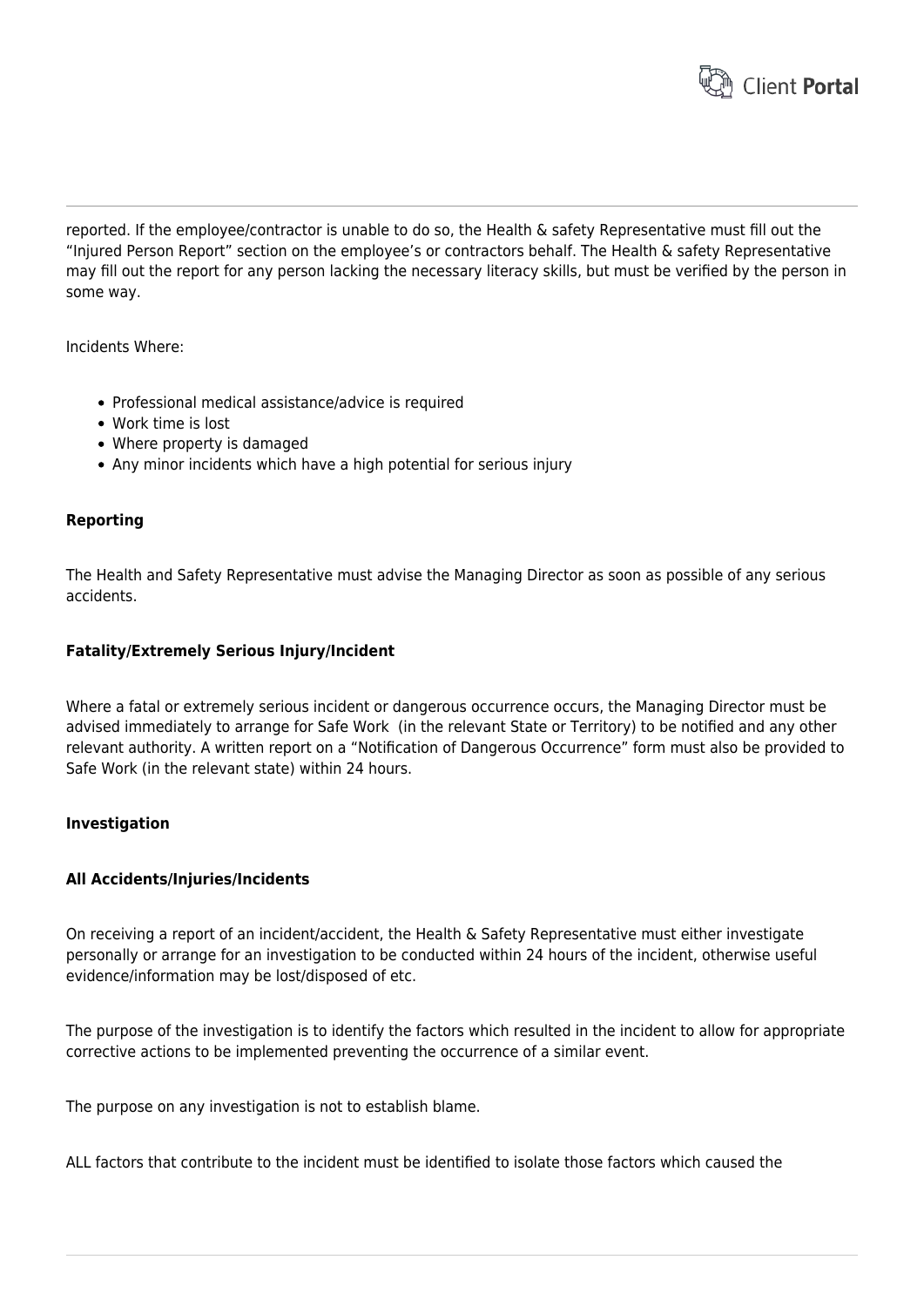reported. If the employee/contractor is unable to do so, the Health & safety Representative must fill out the "Injured Person Report" section on the employee's or contractors behalf. The Health & safety Representative may fill out the report for any person lacking the necessary literacy skills, but must be verified by the person in some way.

Incidents Where:

- Professional medical assistance/advice is required
- Work time is lost
- Where property is damaged
- Any minor incidents which have a high potential for serious injury

**Reporting**

The Health and Safety Representative must advise the Managing Director as soon as possible of any serious accidents.

**Fatality/Extremely Serious Injury/Incident**

Where a fatal or extremely serious incident or dangerous occurrence occurs, the Managing Director must be advised immediately to arrange for Safe Work (in the relevant State or Territory) to be notified and any other relevant authority. A written report on a "Notification of Dangerous Occurrence" form must also be provided to Safe Work (in the relevant state) within 24 hours.

**Investigation**

**All Accidents/Injuries/Incidents**

On receiving a report of an incident/accident, the Health & Safety Representative must either investigate personally or arrange for an investigation to be conducted within 24 hours of the incident, otherwise useful evidence/information may be lost/disposed of etc.

The purpose of the investigation is to identify the factors which resulted in the incident to allow for appropriate corrective actions to be implemented preventing the occurrence of a similar event.

The purpose on any investigation is not to establish blame.

ALL factors that contribute to the incident must be identified to isolate those factors which caused the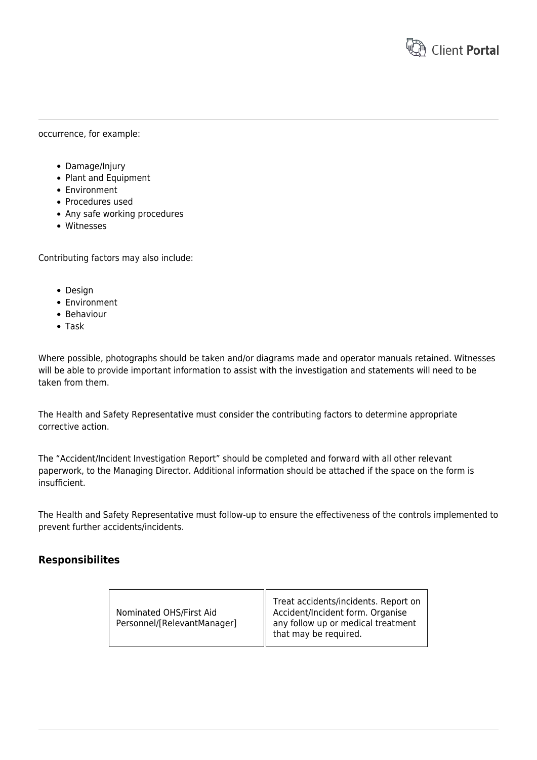occurrence, for example:

- Damage/Injury
- Plant and Equipment
- Environment
- Procedures used
- Any safe working procedures
- Witnesses

Contributing factors may also include:

- Design
- Environment
- Behaviour
- Task

Where possible, photographs should be taken and/or diagrams made and operator manuals retained. Witnesses will be able to provide important information to assist with the investigation and statements will need to be taken from them.

The Health and Safety Representative must consider the contributing factors to determine appropriate corrective action.

The "Accident/Incident Investigation Report" should be completed and forward with all other relevant paperwork, to the Managing Director. Additional information should be attached if the space on the form is insufficient.

The Health and Safety Representative must follow-up to ensure the effectiveness of the controls implemented to prevent further accidents/incidents.

## Responsibilites

| | |
|---|---|
| Nominated OHS/First Aid Personnel/[RelevantManager] | Treat accidents/incidents. Report on Accident/Incident form. Organise any follow up or medical treatment that may be required. |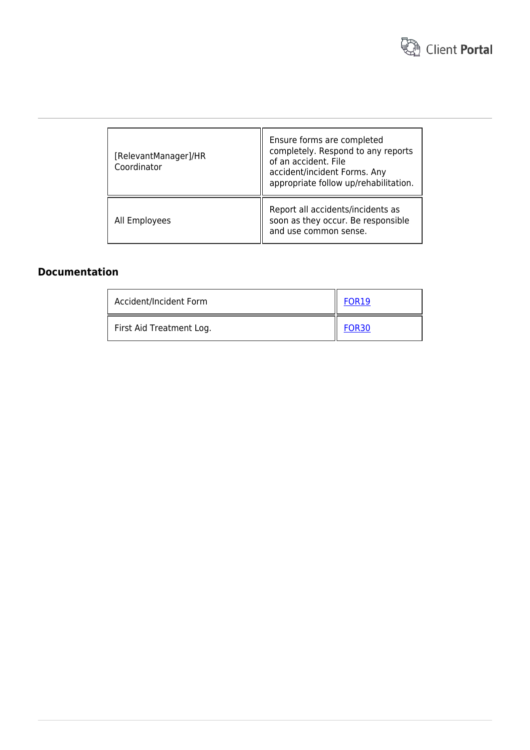| | |
|---|---|
| [RelevantManager]/HR Coordinator | Ensure forms are completed completely. Respond to any reports of an accident. File accident/incident Forms. Any appropriate follow up/rehabilitation. |
| All Employees | Report all accidents/incidents as soon as they occur. Be responsible and use common sense. |

### Documentation

| | |
|---|---|
| Accident/Incident Form | FOR19 |
| First Aid Treatment Log. | FOR30 |